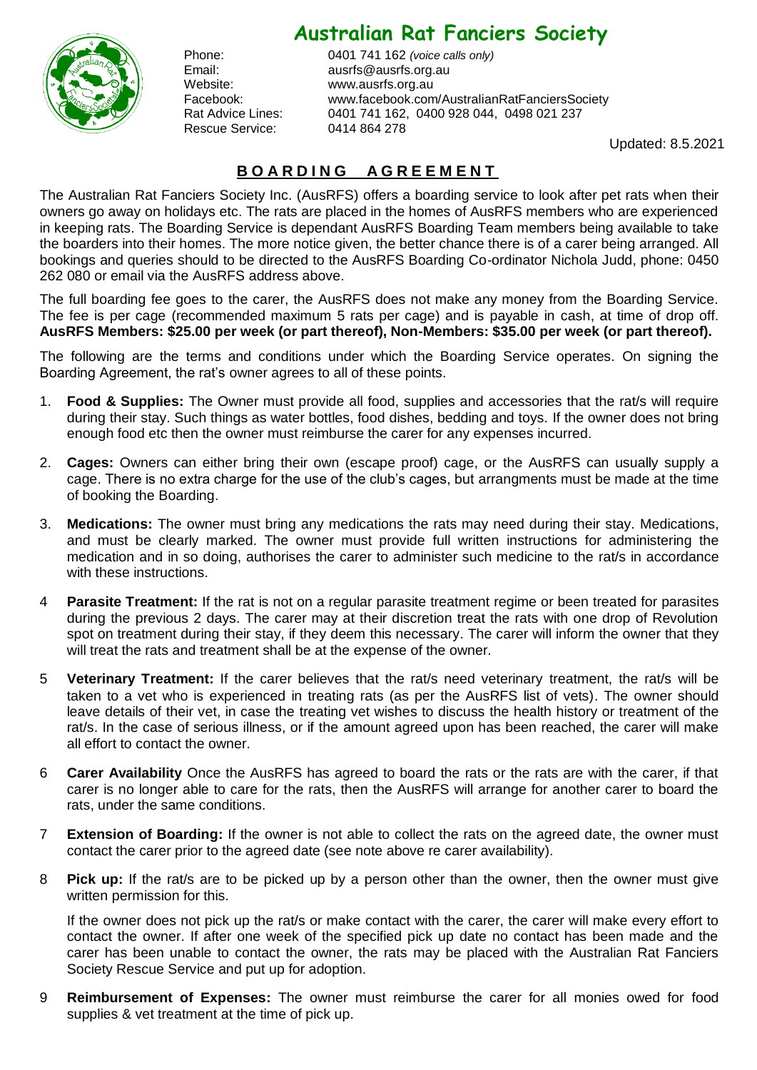# Australian Rat Fanciers Society

Phone: 0401 741 162 *(voice calls only)*
Email: ausrfs@ausrfs.org.au
Website: www.ausrfs.org.au
Facebook: www.facebook.com/AustralianRatFanciersSociety
Rat Advice Lines: 0401 741 162, 0400 928 044, 0498 021 237
Rescue Service: 0414 864 278

Updated: 8.5.2021

## BOARDING AGREEMENT

The Australian Rat Fanciers Society Inc. (AusRFS) offers a boarding service to look after pet rats when their owners go away on holidays etc. The rats are placed in the homes of AusRFS members who are experienced in keeping rats. The Boarding Service is dependant AusRFS Boarding Team members being available to take the boarders into their homes. The more notice given, the better chance there is of a carer being arranged. All bookings and queries should to be directed to the AusRFS Boarding Co-ordinator Nichola Judd, phone: 0450 262 080 or email via the AusRFS address above.

The full boarding fee goes to the carer, the AusRFS does not make any money from the Boarding Service. The fee is per cage (recommended maximum 5 rats per cage) and is payable in cash, at time of drop off. **AusRFS Members: $25.00 per week (or part thereof), Non-Members: $35.00 per week (or part thereof).**

The following are the terms and conditions under which the Boarding Service operates. On signing the Boarding Agreement, the rat's owner agrees to all of these points.

1. **Food & Supplies:** The Owner must provide all food, supplies and accessories that the rat/s will require during their stay. Such things as water bottles, food dishes, bedding and toys. If the owner does not bring enough food etc then the owner must reimburse the carer for any expenses incurred.

2. **Cages:** Owners can either bring their own (escape proof) cage, or the AusRFS can usually supply a cage. There is no extra charge for the use of the club's cages, but arrangments must be made at the time of booking the Boarding.

3. **Medications:** The owner must bring any medications the rats may need during their stay. Medications, and must be clearly marked. The owner must provide full written instructions for administering the medication and in so doing, authorises the carer to administer such medicine to the rat/s in accordance with these instructions.

4. **Parasite Treatment:** If the rat is not on a regular parasite treatment regime or been treated for parasites during the previous 2 days. The carer may at their discretion treat the rats with one drop of Revolution spot on treatment during their stay, if they deem this necessary. The carer will inform the owner that they will treat the rats and treatment shall be at the expense of the owner.

5. **Veterinary Treatment:** If the carer believes that the rat/s need veterinary treatment, the rat/s will be taken to a vet who is experienced in treating rats (as per the AusRFS list of vets). The owner should leave details of their vet, in case the treating vet wishes to discuss the health history or treatment of the rat/s. In the case of serious illness, or if the amount agreed upon has been reached, the carer will make all effort to contact the owner.

6. **Carer Availability** Once the AusRFS has agreed to board the rats or the rats are with the carer, if that carer is no longer able to care for the rats, then the AusRFS will arrange for another carer to board the rats, under the same conditions.

7. **Extension of Boarding:** If the owner is not able to collect the rats on the agreed date, the owner must contact the carer prior to the agreed date (see note above re carer availability).

8. **Pick up:** If the rat/s are to be picked up by a person other than the owner, then the owner must give written permission for this.

   If the owner does not pick up the rat/s or make contact with the carer, the carer will make every effort to contact the owner. If after one week of the specified pick up date no contact has been made and the carer has been unable to contact the owner, the rats may be placed with the Australian Rat Fanciers Society Rescue Service and put up for adoption.

9. **Reimbursement of Expenses:** The owner must reimburse the carer for all monies owed for food supplies & vet treatment at the time of pick up.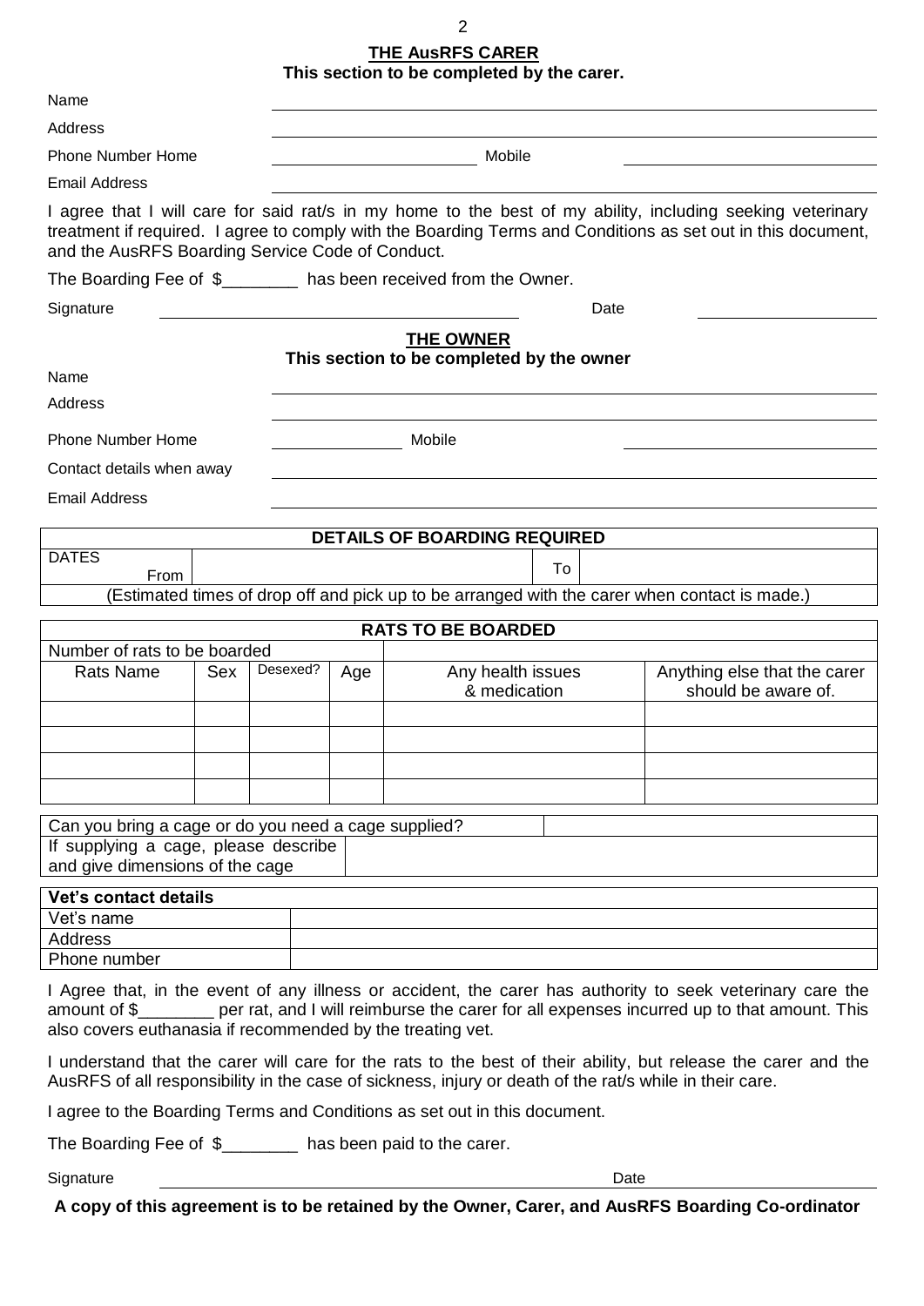## THE AusRFS CARER

**This section to be completed by the carer.**

Name

Address

Phone Number Home Mobile

Email Address

I agree that I will care for said rat/s in my home to the best of my ability, including seeking veterinary treatment if required. I agree to comply with the Boarding Terms and Conditions as set out in this document, and the AusRFS Boarding Service Code of Conduct.

The Boarding Fee of $________ has been received from the Owner.

Signature Date

## THE OWNER

**This section to be completed by the owner**

Name

Address

Phone Number Home Mobile

Contact details when away

Email Address

| **DETAILS OF BOARDING REQUIRED** | | | |
|---|---|---|---|
| DATES From | | To | |
| (Estimated times of drop off and pick up to be arranged with the carer when contact is made.) | | | |

| **RATS TO BE BOARDED** | | | | | |
|---|---|---|---|---|---|
| Number of rats to be boarded | | | | | |
| Rats Name | Sex | Desexed? | Age | Any health issues & medication | Anything else that the carer should be aware of. |
| | | | | | |
| | | | | | |
| | | | | | |
| | | | | | |

| | |
|---|---|
| Can you bring a cage or do you need a cage supplied? | |
| If supplying a cage, please describe and give dimensions of the cage | |

| **Vet's contact details** | |
|---|---|
| Vet's name | |
| Address | |
| Phone number | |

I Agree that, in the event of any illness or accident, the carer has authority to seek veterinary care the amount of $________ per rat, and I will reimburse the carer for all expenses incurred up to that amount. This also covers euthanasia if recommended by the treating vet.

I understand that the carer will care for the rats to the best of their ability, but release the carer and the AusRFS of all responsibility in the case of sickness, injury or death of the rat/s while in their care.

I agree to the Boarding Terms and Conditions as set out in this document.

The Boarding Fee of $________ has been paid to the carer.

Signature Date

**A copy of this agreement is to be retained by the Owner, Carer, and AusRFS Boarding Co-ordinator**